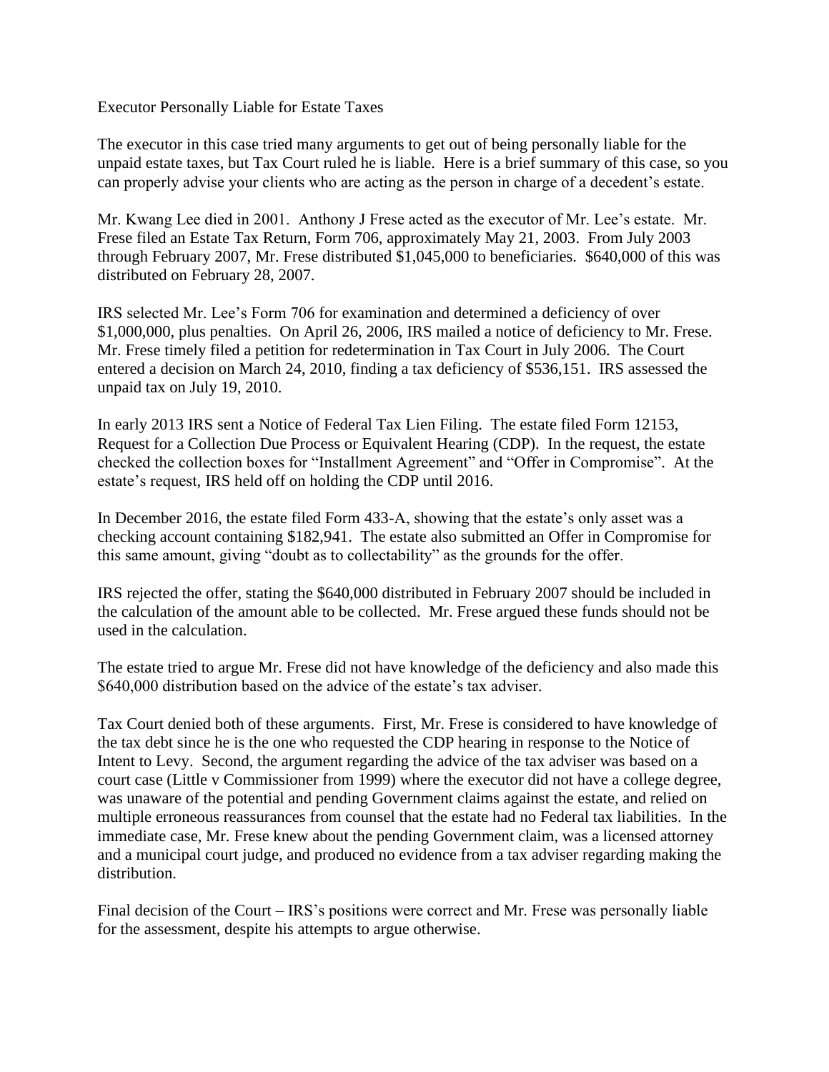# Executor Personally Liable for Estate Taxes

The executor in this case tried many arguments to get out of being personally liable for the unpaid estate taxes, but Tax Court ruled he is liable. Here is a brief summary of this case, so you can properly advise your clients who are acting as the person in charge of a decedent's estate.

Mr. Kwang Lee died in 2001. Anthony J Frese acted as the executor of Mr. Lee's estate. Mr. Frese filed an Estate Tax Return, Form 706, approximately May 21, 2003. From July 2003 through February 2007, Mr. Frese distributed $1,045,000 to beneficiaries. $640,000 of this was distributed on February 28, 2007.

IRS selected Mr. Lee's Form 706 for examination and determined a deficiency of over $1,000,000, plus penalties. On April 26, 2006, IRS mailed a notice of deficiency to Mr. Frese. Mr. Frese timely filed a petition for redetermination in Tax Court in July 2006. The Court entered a decision on March 24, 2010, finding a tax deficiency of $536,151. IRS assessed the unpaid tax on July 19, 2010.

In early 2013 IRS sent a Notice of Federal Tax Lien Filing. The estate filed Form 12153, Request for a Collection Due Process or Equivalent Hearing (CDP). In the request, the estate checked the collection boxes for "Installment Agreement" and "Offer in Compromise". At the estate's request, IRS held off on holding the CDP until 2016.

In December 2016, the estate filed Form 433-A, showing that the estate's only asset was a checking account containing $182,941. The estate also submitted an Offer in Compromise for this same amount, giving "doubt as to collectability" as the grounds for the offer.

IRS rejected the offer, stating the $640,000 distributed in February 2007 should be included in the calculation of the amount able to be collected. Mr. Frese argued these funds should not be used in the calculation.

The estate tried to argue Mr. Frese did not have knowledge of the deficiency and also made this $640,000 distribution based on the advice of the estate's tax adviser.

Tax Court denied both of these arguments. First, Mr. Frese is considered to have knowledge of the tax debt since he is the one who requested the CDP hearing in response to the Notice of Intent to Levy. Second, the argument regarding the advice of the tax adviser was based on a court case (Little v Commissioner from 1999) where the executor did not have a college degree, was unaware of the potential and pending Government claims against the estate, and relied on multiple erroneous reassurances from counsel that the estate had no Federal tax liabilities. In the immediate case, Mr. Frese knew about the pending Government claim, was a licensed attorney and a municipal court judge, and produced no evidence from a tax adviser regarding making the distribution.

Final decision of the Court – IRS's positions were correct and Mr. Frese was personally liable for the assessment, despite his attempts to argue otherwise.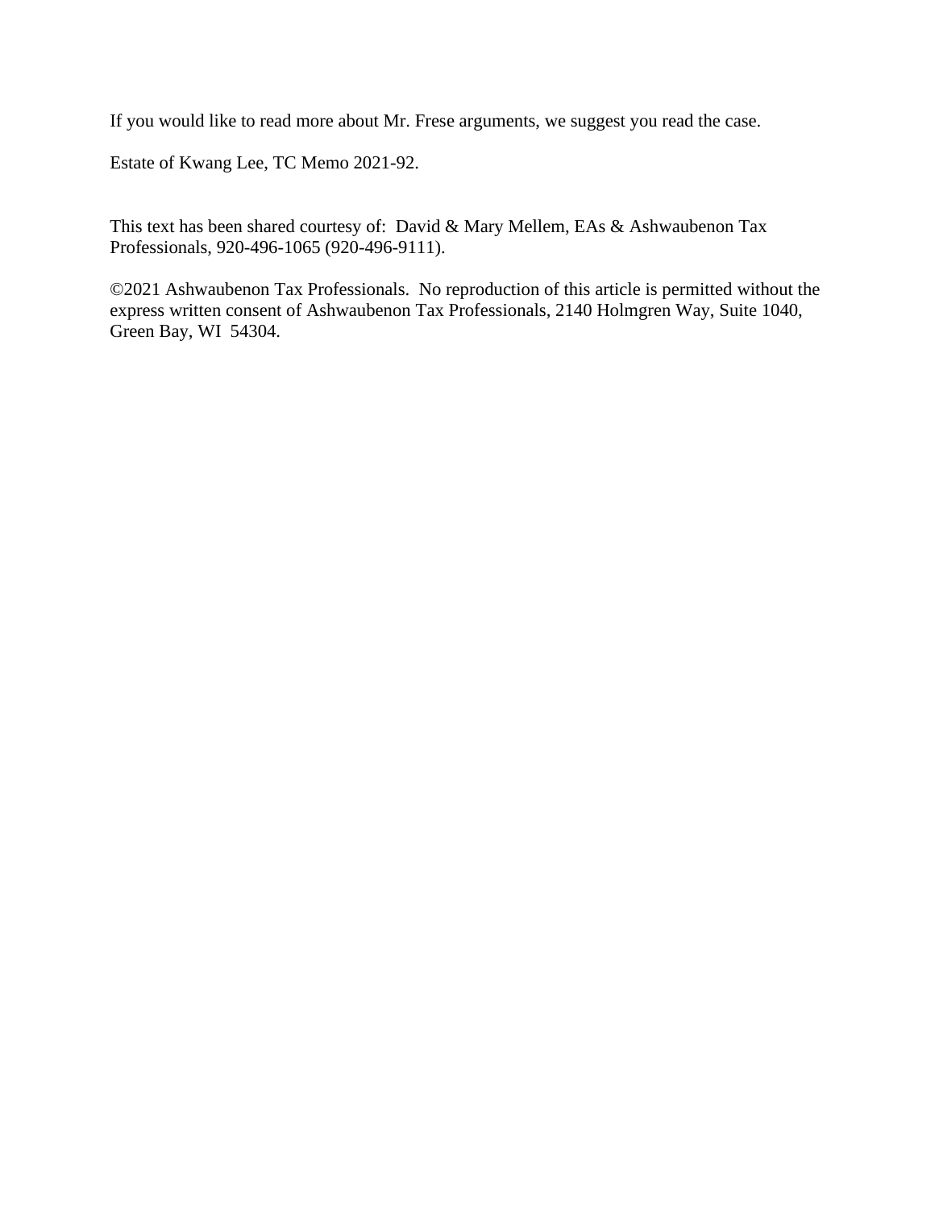If you would like to read more about Mr. Frese arguments, we suggest you read the case.

Estate of Kwang Lee, TC Memo 2021-92.

This text has been shared courtesy of: David & Mary Mellem, EAs & Ashwaubenon Tax Professionals, 920-496-1065 (920-496-9111).

©2021 Ashwaubenon Tax Professionals. No reproduction of this article is permitted without the express written consent of Ashwaubenon Tax Professionals, 2140 Holmgren Way, Suite 1040, Green Bay, WI 54304.